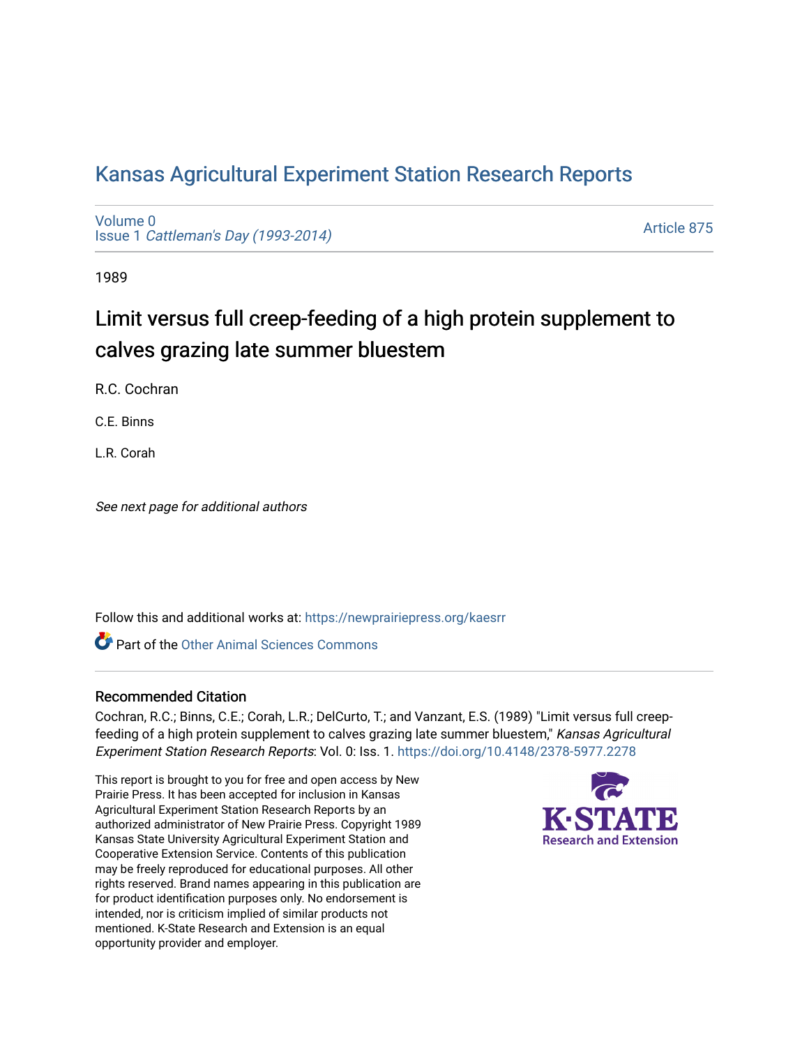# Kansas Agricultural Experiment Station Research Reports

Volume 0
Issue 1 *Cattleman's Day (1993-2014)*

Article 875

1989

## Limit versus full creep-feeding of a high protein supplement to calves grazing late summer bluestem

R.C. Cochran

C.E. Binns

L.R. Corah

*See next page for additional authors*

Follow this and additional works at: https://newprairiepress.org/kaesrr

Part of the Other Animal Sciences Commons

### Recommended Citation

Cochran, R.C.; Binns, C.E.; Corah, L.R.; DelCurto, T.; and Vanzant, E.S. (1989) "Limit versus full creep-feeding of a high protein supplement to calves grazing late summer bluestem," *Kansas Agricultural Experiment Station Research Reports*: Vol. 0: Iss. 1. https://doi.org/10.4148/2378-5977.2278

This report is brought to you for free and open access by New Prairie Press. It has been accepted for inclusion in Kansas Agricultural Experiment Station Research Reports by an authorized administrator of New Prairie Press. Copyright 1989 Kansas State University Agricultural Experiment Station and Cooperative Extension Service. Contents of this publication may be freely reproduced for educational purposes. All other rights reserved. Brand names appearing in this publication are for product identification purposes only. No endorsement is intended, nor is criticism implied of similar products not mentioned. K-State Research and Extension is an equal opportunity provider and employer.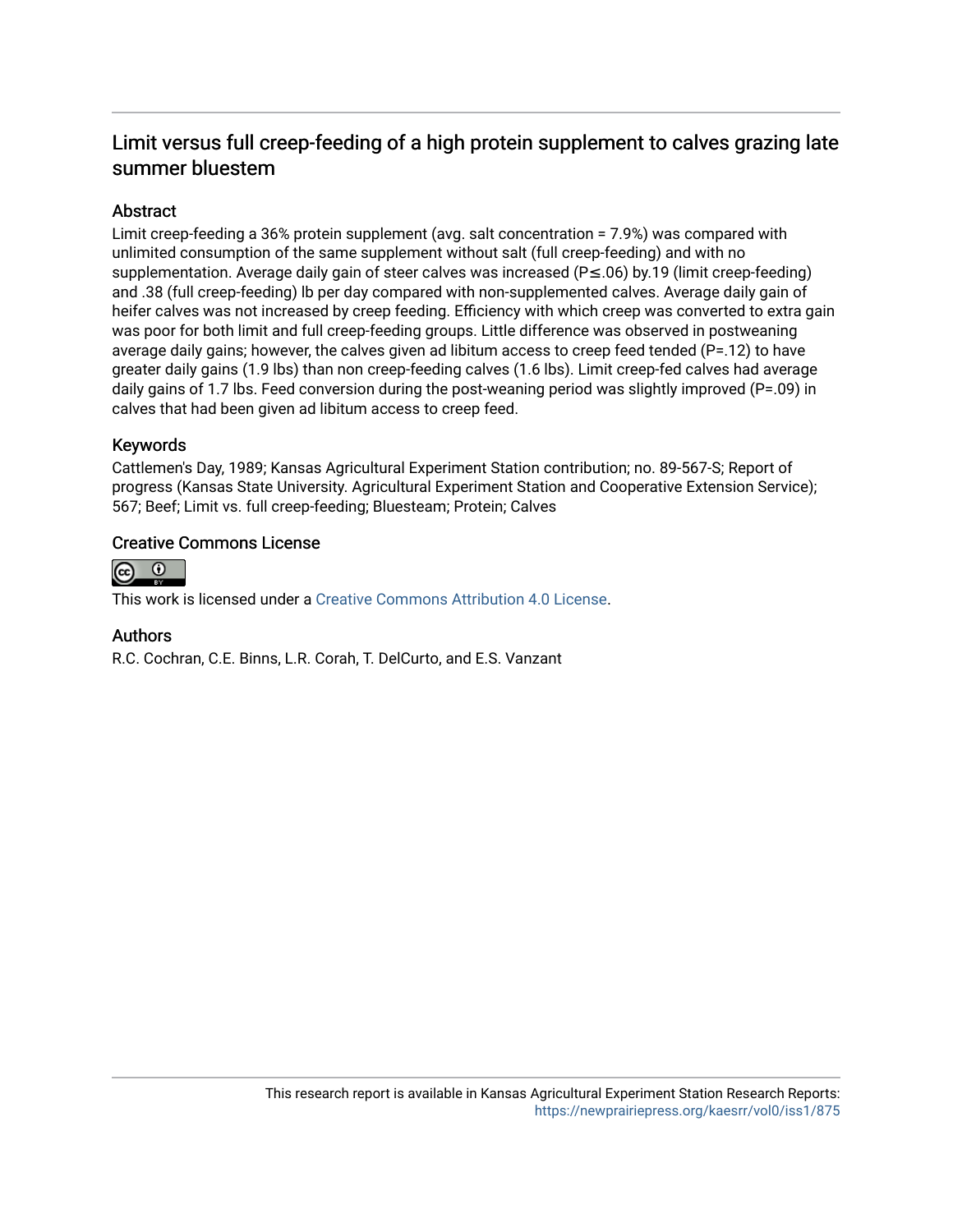## Limit versus full creep-feeding of a high protein supplement to calves grazing late summer bluestem

### Abstract

Limit creep-feeding a 36% protein supplement (avg. salt concentration = 7.9%) was compared with unlimited consumption of the same supplement without salt (full creep-feeding) and with no supplementation. Average daily gain of steer calves was increased (P≤.06) by.19 (limit creep-feeding) and .38 (full creep-feeding) lb per day compared with non-supplemented calves. Average daily gain of heifer calves was not increased by creep feeding. Efficiency with which creep was converted to extra gain was poor for both limit and full creep-feeding groups. Little difference was observed in postweaning average daily gains; however, the calves given ad libitum access to creep feed tended (P=.12) to have greater daily gains (1.9 lbs) than non creep-feeding calves (1.6 lbs). Limit creep-fed calves had average daily gains of 1.7 lbs. Feed conversion during the post-weaning period was slightly improved (P=.09) in calves that had been given ad libitum access to creep feed.

### Keywords

Cattlemen's Day, 1989; Kansas Agricultural Experiment Station contribution; no. 89-567-S; Report of progress (Kansas State University. Agricultural Experiment Station and Cooperative Extension Service); 567; Beef; Limit vs. full creep-feeding; Bluesteam; Protein; Calves

### Creative Commons License

This work is licensed under a Creative Commons Attribution 4.0 License.

### Authors

R.C. Cochran, C.E. Binns, L.R. Corah, T. DelCurto, and E.S. Vanzant

This research report is available in Kansas Agricultural Experiment Station Research Reports: https://newprairiepress.org/kaesrr/vol0/iss1/875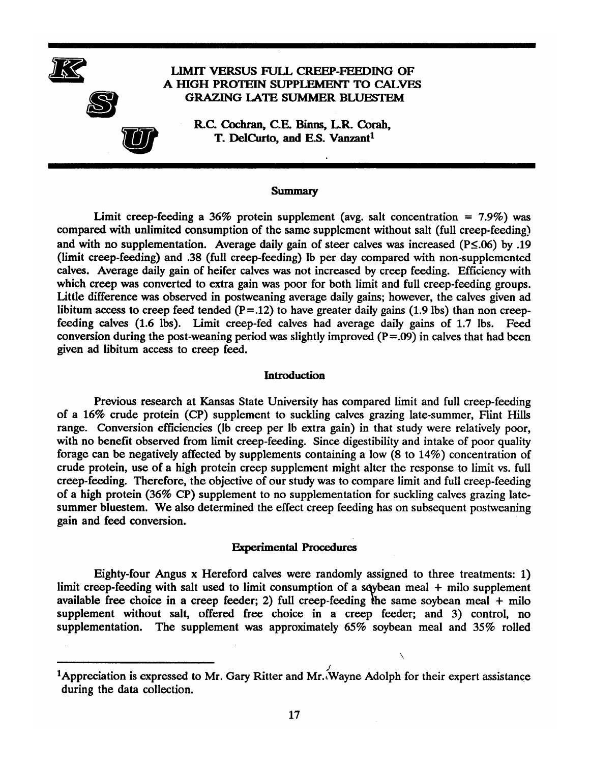# LIMIT VERSUS FULL CREEP-FEEDING OF A HIGH PROTEIN SUPPLEMENT TO CALVES GRAZING LATE SUMMER BLUESTEM

R.C. Cochran, C.E. Binns, L.R. Corah, T. DelCurto, and E.S. Vanzant[1]

## Summary

Limit creep-feeding a 36% protein supplement (avg. salt concentration = 7.9%) was compared with unlimited consumption of the same supplement without salt (full creep-feeding) and with no supplementation. Average daily gain of steer calves was increased ($P \leq .06$) by .19 (limit creep-feeding) and .38 (full creep-feeding) lb per day compared with non-supplemented calves. Average daily gain of heifer calves was not increased by creep feeding. Efficiency with which creep was converted to extra gain was poor for both limit and full creep-feeding groups. Little difference was observed in postweaning average daily gains; however, the calves given ad libitum access to creep feed tended ($P = .12$) to have greater daily gains (1.9 lbs) than non creep-feeding calves (1.6 lbs). Limit creep-fed calves had average daily gains of 1.7 lbs. Feed conversion during the post-weaning period was slightly improved ($P = .09$) in calves that had been given ad libitum access to creep feed.

## Introduction

Previous research at Kansas State University has compared limit and full creep-feeding of a 16% crude protein (CP) supplement to suckling calves grazing late-summer, Flint Hills range. Conversion efficiencies (lb creep per lb extra gain) in that study were relatively poor, with no benefit observed from limit creep-feeding. Since digestibility and intake of poor quality forage can be negatively affected by supplements containing a low (8 to 14%) concentration of crude protein, use of a high protein creep supplement might alter the response to limit vs. full creep-feeding. Therefore, the objective of our study was to compare limit and full creep-feeding of a high protein (36% CP) supplement to no supplementation for suckling calves grazing late-summer bluestem. We also determined the effect creep feeding has on subsequent postweaning gain and feed conversion.

## Experimental Procedures

Eighty-four Angus x Hereford calves were randomly assigned to three treatments: 1) limit creep-feeding with salt used to limit consumption of a soybean meal + milo supplement available free choice in a creep feeder; 2) full creep-feeding the same soybean meal + milo supplement without salt, offered free choice in a creep feeder; and 3) control, no supplementation. The supplement was approximately 65% soybean meal and 35% rolled

---

[1]Appreciation is expressed to Mr. Gary Ritter and Mr. Wayne Adolph for their expert assistance during the data collection.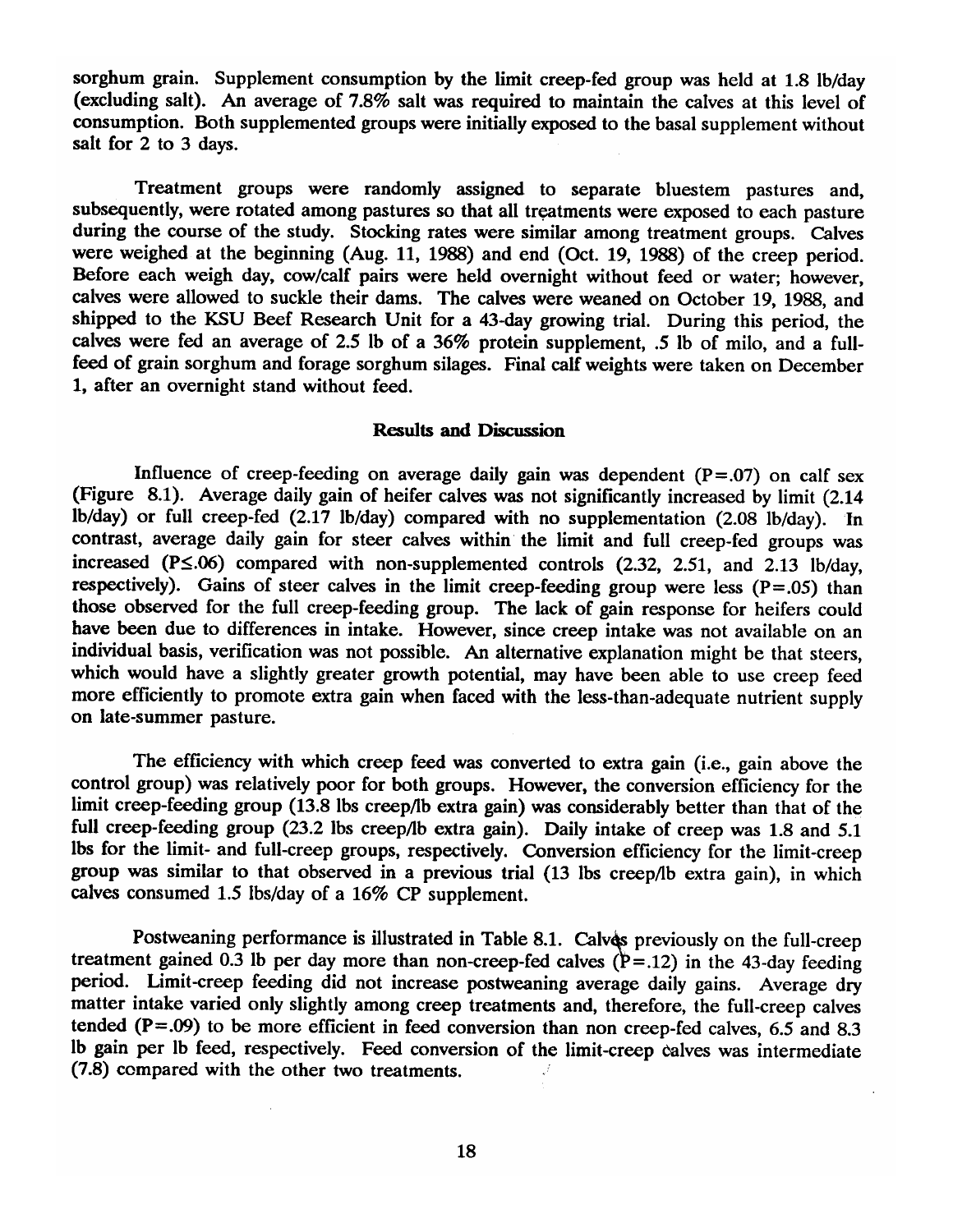sorghum grain. Supplement consumption by the limit creep-fed group was held at 1.8 lb/day (excluding salt). An average of 7.8% salt was required to maintain the calves at this level of consumption. Both supplemented groups were initially exposed to the basal supplement without salt for 2 to 3 days.

Treatment groups were randomly assigned to separate bluestem pastures and, subsequently, were rotated among pastures so that all treatments were exposed to each pasture during the course of the study. Stocking rates were similar among treatment groups. Calves were weighed at the beginning (Aug. 11, 1988) and end (Oct. 19, 1988) of the creep period. Before each weigh day, cow/calf pairs were held overnight without feed or water; however, calves were allowed to suckle their dams. The calves were weaned on October 19, 1988, and shipped to the KSU Beef Research Unit for a 43-day growing trial. During this period, the calves were fed an average of 2.5 lb of a 36% protein supplement, .5 lb of milo, and a full-feed of grain sorghum and forage sorghum silages. Final calf weights were taken on December 1, after an overnight stand without feed.

## Results and Discussion

Influence of creep-feeding on average daily gain was dependent ($P=.07$) on calf sex (Figure 8.1). Average daily gain of heifer calves was not significantly increased by limit (2.14 lb/day) or full creep-fed (2.17 lb/day) compared with no supplementation (2.08 lb/day). In contrast, average daily gain for steer calves within the limit and full creep-fed groups was increased ($P \leq .06$) compared with non-supplemented controls (2.32, 2.51, and 2.13 lb/day, respectively). Gains of steer calves in the limit creep-feeding group were less ($P=.05$) than those observed for the full creep-feeding group. The lack of gain response for heifers could have been due to differences in intake. However, since creep intake was not available on an individual basis, verification was not possible. An alternative explanation might be that steers, which would have a slightly greater growth potential, may have been able to use creep feed more efficiently to promote extra gain when faced with the less-than-adequate nutrient supply on late-summer pasture.

The efficiency with which creep feed was converted to extra gain (i.e., gain above the control group) was relatively poor for both groups. However, the conversion efficiency for the limit creep-feeding group (13.8 lbs creep/lb extra gain) was considerably better than that of the full creep-feeding group (23.2 lbs creep/lb extra gain). Daily intake of creep was 1.8 and 5.1 lbs for the limit- and full-creep groups, respectively. Conversion efficiency for the limit-creep group was similar to that observed in a previous trial (13 lbs creep/lb extra gain), in which calves consumed 1.5 lbs/day of a 16% CP supplement.

Postweaning performance is illustrated in Table 8.1. Calves previously on the full-creep treatment gained 0.3 lb per day more than non-creep-fed calves ($P=.12$) in the 43-day feeding period. Limit-creep feeding did not increase postweaning average daily gains. Average dry matter intake varied only slightly among creep treatments and, therefore, the full-creep calves tended ($P=.09$) to be more efficient in feed conversion than non creep-fed calves, 6.5 and 8.3 lb gain per lb feed, respectively. Feed conversion of the limit-creep calves was intermediate (7.8) compared with the other two treatments.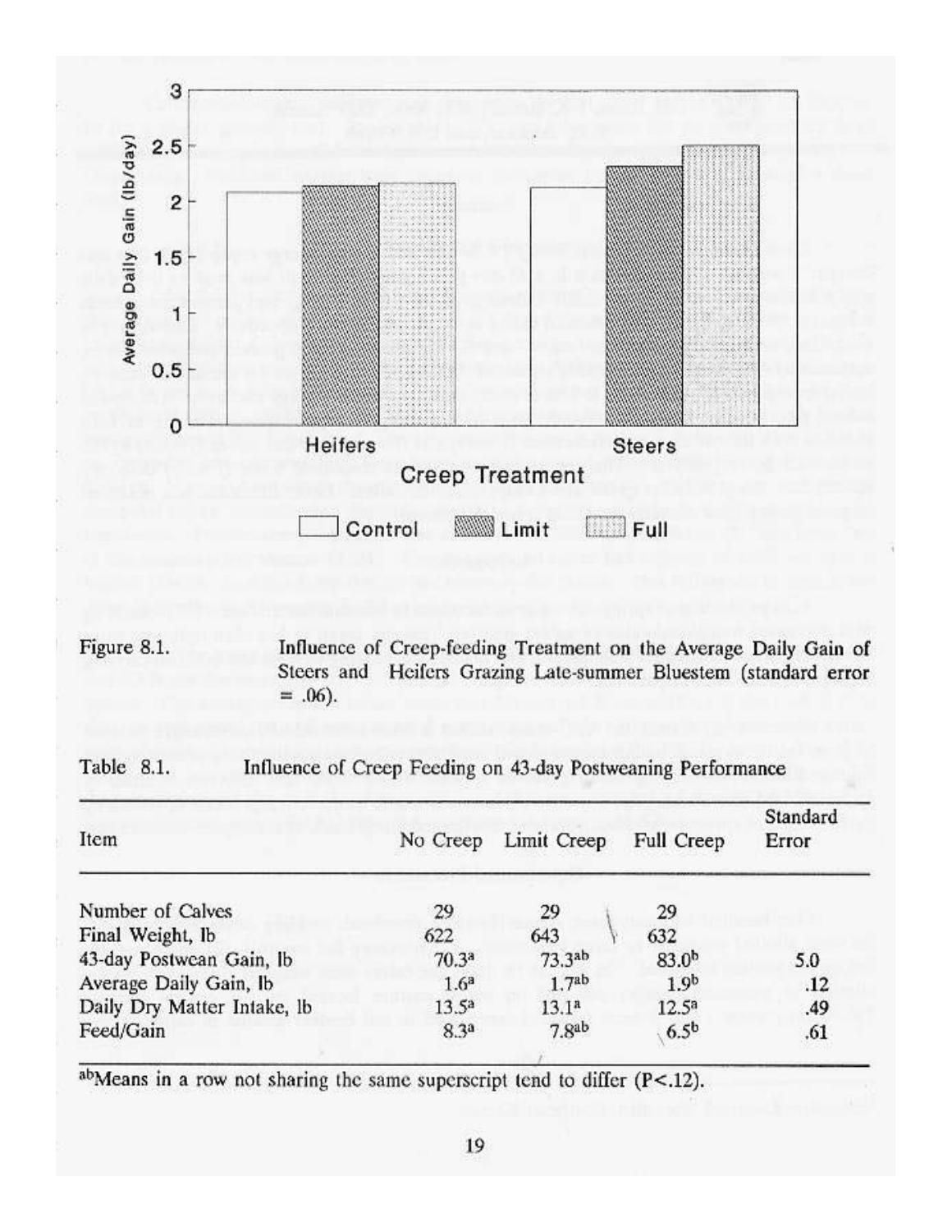3
2.5
2
1.5
1
0.5
0

Average Daily Gain (lb/day)

Heifers

Steers

Creep Treatment

Control Limit Full

Figure 8.1. Influence of Creep-feeding Treatment on the Average Daily Gain of Steers and Heifers Grazing Late-summer Bluestem (standard error = .06).

Table 8.1. Influence of Creep Feeding on 43-day Postweaning Performance

| Item | No Creep | Limit Creep | Full Creep | Standard Error |
|---|---|---|---|---|
| Number of Calves | 29 | 29 | 29 | |
| Final Weight, lb | 622 | 643 | 632 | |
| 43-day Postwean Gain, lb | 70.3[a] | 73.3[ab] | 83.0[b] | 5.0 |
| Average Daily Gain, lb | 1.6[a] | 1.7[ab] | 1.9[b] | .12 |
| Daily Dry Matter Intake, lb | 13.5[a] | 13.1[a] | 12.5[a] | .49 |
| Feed/Gain | 8.3[a] | 7.8[ab] | 6.5[b] | .61 |

[ab]Means in a row not sharing the same superscript tend to differ ($P<.12$).